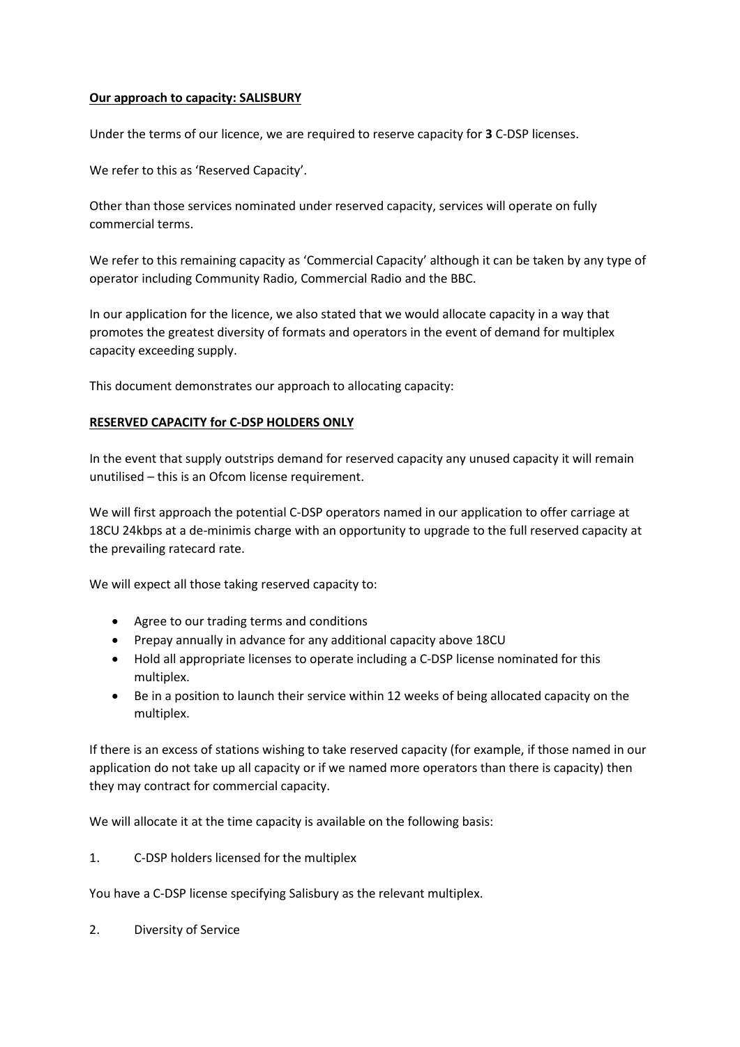**Our approach to capacity: SALISBURY**

Under the terms of our licence, we are required to reserve capacity for **3** C-DSP licenses.

We refer to this as 'Reserved Capacity'.

Other than those services nominated under reserved capacity, services will operate on fully commercial terms.

We refer to this remaining capacity as 'Commercial Capacity' although it can be taken by any type of operator including Community Radio, Commercial Radio and the BBC.

In our application for the licence, we also stated that we would allocate capacity in a way that promotes the greatest diversity of formats and operators in the event of demand for multiplex capacity exceeding supply.

This document demonstrates our approach to allocating capacity:

**RESERVED CAPACITY for C-DSP HOLDERS ONLY**

In the event that supply outstrips demand for reserved capacity any unused capacity it will remain unutilised – this is an Ofcom license requirement.

We will first approach the potential C-DSP operators named in our application to offer carriage at 18CU 24kbps at a de-minimis charge with an opportunity to upgrade to the full reserved capacity at the prevailing ratecard rate.

We will expect all those taking reserved capacity to:

- Agree to our trading terms and conditions
- Prepay annually in advance for any additional capacity above 18CU
- Hold all appropriate licenses to operate including a C-DSP license nominated for this multiplex.
- Be in a position to launch their service within 12 weeks of being allocated capacity on the multiplex.

If there is an excess of stations wishing to take reserved capacity (for example, if those named in our application do not take up all capacity or if we named more operators than there is capacity) then they may contract for commercial capacity.

We will allocate it at the time capacity is available on the following basis:

1. C-DSP holders licensed for the multiplex

You have a C-DSP license specifying Salisbury as the relevant multiplex.

2. Diversity of Service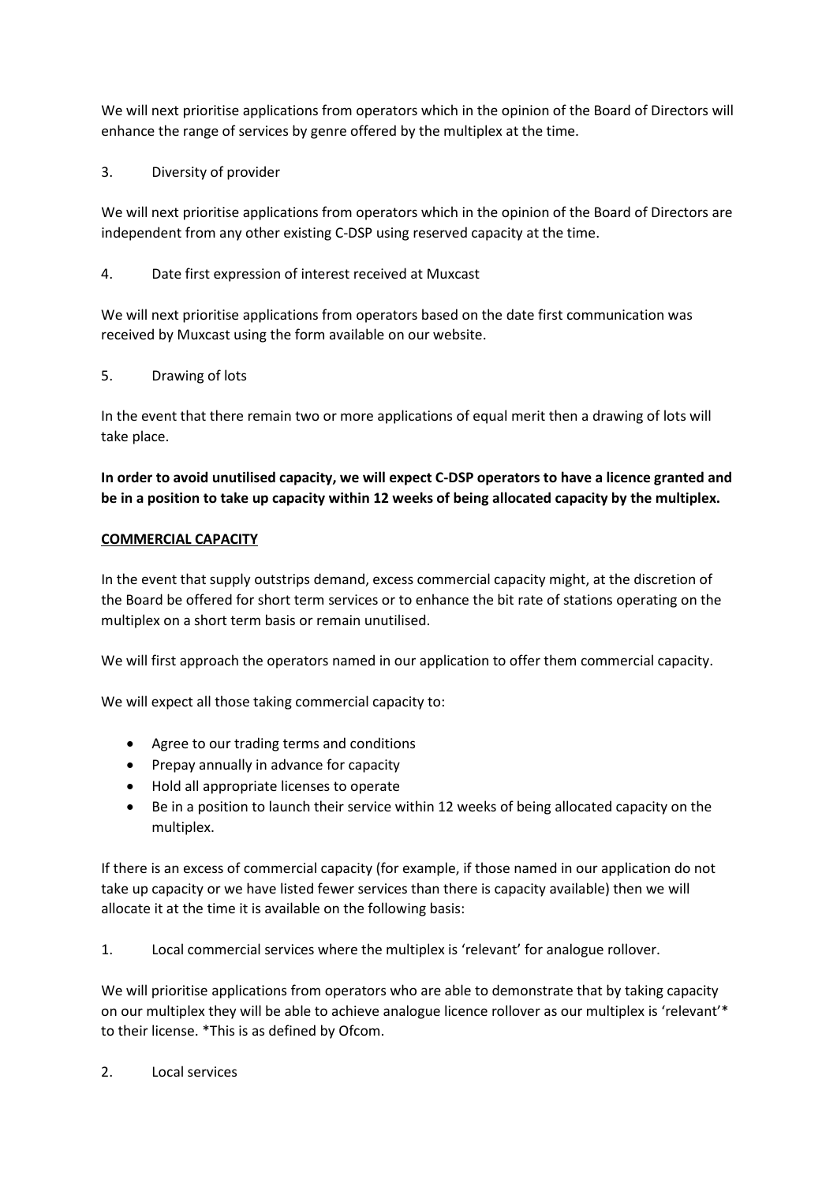We will next prioritise applications from operators which in the opinion of the Board of Directors will enhance the range of services by genre offered by the multiplex at the time.

3. Diversity of provider

We will next prioritise applications from operators which in the opinion of the Board of Directors are independent from any other existing C-DSP using reserved capacity at the time.

4. Date first expression of interest received at Muxcast

We will next prioritise applications from operators based on the date first communication was received by Muxcast using the form available on our website.

5. Drawing of lots

In the event that there remain two or more applications of equal merit then a drawing of lots will take place.

**In order to avoid unutilised capacity, we will expect C-DSP operators to have a licence granted and be in a position to take up capacity within 12 weeks of being allocated capacity by the multiplex.**

**<u>COMMERCIAL CAPACITY</u>**

In the event that supply outstrips demand, excess commercial capacity might, at the discretion of the Board be offered for short term services or to enhance the bit rate of stations operating on the multiplex on a short term basis or remain unutilised.

We will first approach the operators named in our application to offer them commercial capacity.

We will expect all those taking commercial capacity to:

- Agree to our trading terms and conditions
- Prepay annually in advance for capacity
- Hold all appropriate licenses to operate
- Be in a position to launch their service within 12 weeks of being allocated capacity on the multiplex.

If there is an excess of commercial capacity (for example, if those named in our application do not take up capacity or we have listed fewer services than there is capacity available) then we will allocate it at the time it is available on the following basis:

1. Local commercial services where the multiplex is 'relevant' for analogue rollover.

We will prioritise applications from operators who are able to demonstrate that by taking capacity on our multiplex they will be able to achieve analogue licence rollover as our multiplex is 'relevant'* to their license. *This is as defined by Ofcom.

2. Local services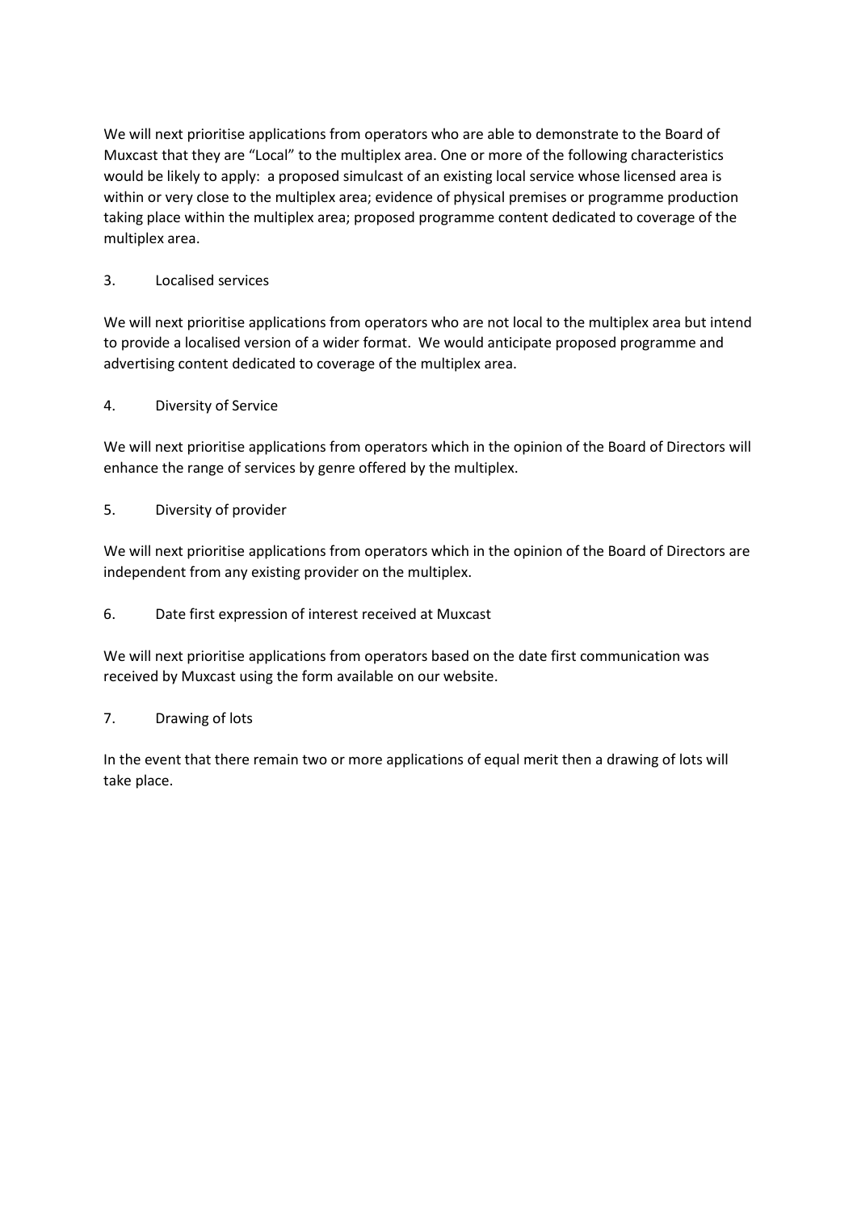We will next prioritise applications from operators who are able to demonstrate to the Board of Muxcast that they are "Local" to the multiplex area. One or more of the following characteristics would be likely to apply: a proposed simulcast of an existing local service whose licensed area is within or very close to the multiplex area; evidence of physical premises or programme production taking place within the multiplex area; proposed programme content dedicated to coverage of the multiplex area.

### 3. Localised services

We will next prioritise applications from operators who are not local to the multiplex area but intend to provide a localised version of a wider format. We would anticipate proposed programme and advertising content dedicated to coverage of the multiplex area.

### 4. Diversity of Service

We will next prioritise applications from operators which in the opinion of the Board of Directors will enhance the range of services by genre offered by the multiplex.

### 5. Diversity of provider

We will next prioritise applications from operators which in the opinion of the Board of Directors are independent from any existing provider on the multiplex.

### 6. Date first expression of interest received at Muxcast

We will next prioritise applications from operators based on the date first communication was received by Muxcast using the form available on our website.

### 7. Drawing of lots

In the event that there remain two or more applications of equal merit then a drawing of lots will take place.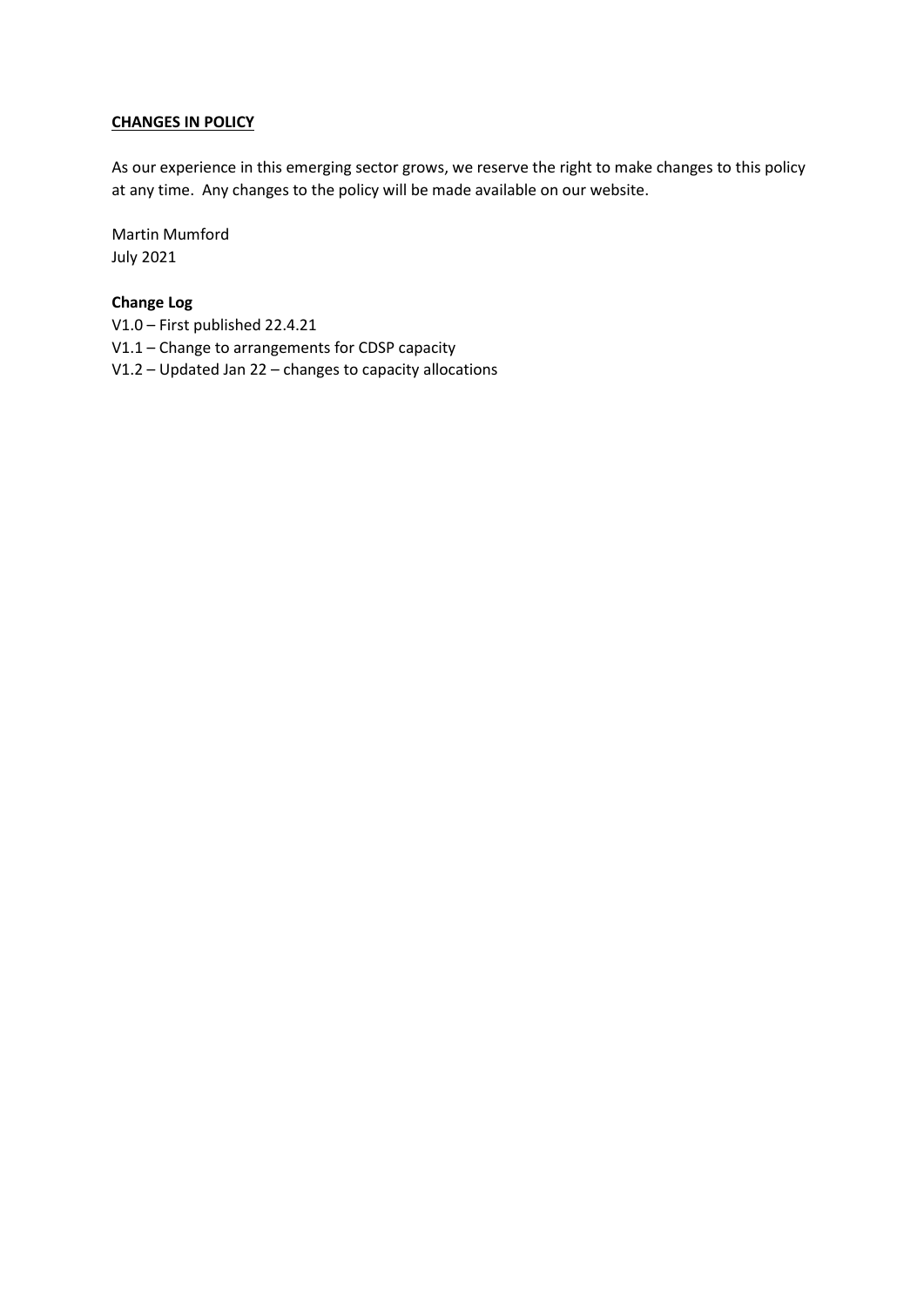**CHANGES IN POLICY**

As our experience in this emerging sector grows, we reserve the right to make changes to this policy at any time. Any changes to the policy will be made available on our website.

Martin Mumford
July 2021

**Change Log**

V1.0 – First published 22.4.21
V1.1 – Change to arrangements for CDSP capacity
V1.2 – Updated Jan 22 – changes to capacity allocations